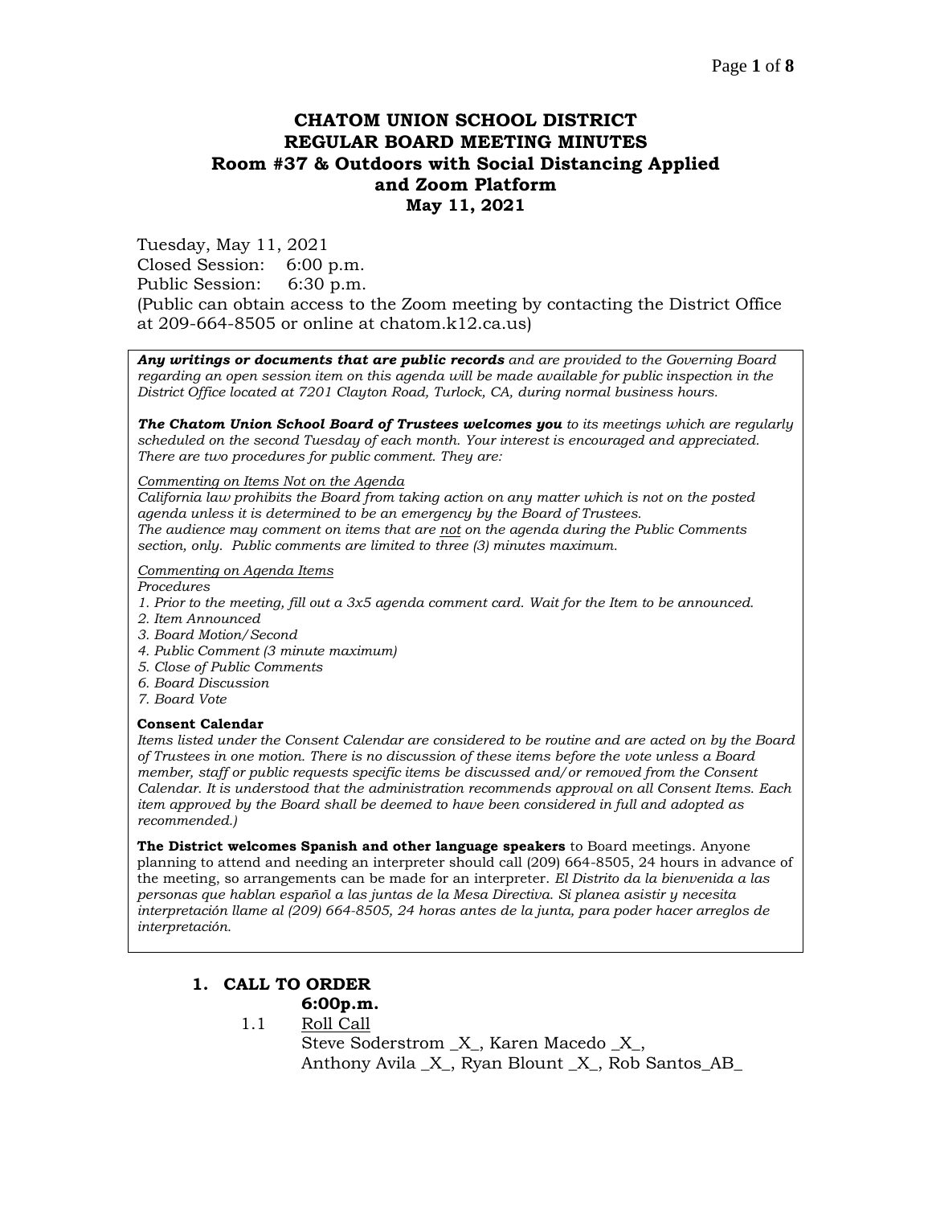# CHATOM UNION SCHOOL DISTRICT
## REGULAR BOARD MEETING MINUTES
## Room #37 & Outdoors with Social Distancing Applied and Zoom Platform
## May 11, 2021

Tuesday, May 11, 2021
Closed Session: 6:00 p.m.
Public Session: 6:30 p.m.
(Public can obtain access to the Zoom meeting by contacting the District Office at 209-664-8505 or online at chatom.k12.ca.us)

***Any writings or documents that are public records*** *and are provided to the Governing Board regarding an open session item on this agenda will be made available for public inspection in the District Office located at 7201 Clayton Road, Turlock, CA, during normal business hours.*

***The Chatom Union School Board of Trustees welcomes you*** *to its meetings which are regularly scheduled on the second Tuesday of each month. Your interest is encouraged and appreciated. There are two procedures for public comment. They are:*

*Commenting on Items Not on the Agenda*
*California law prohibits the Board from taking action on any matter which is not on the posted agenda unless it is determined to be an emergency by the Board of Trustees.*
*The audience may comment on items that are not on the agenda during the Public Comments section, only. Public comments are limited to three (3) minutes maximum.*

*Commenting on Agenda Items*
*Procedures*
1. *Prior to the meeting, fill out a 3x5 agenda comment card. Wait for the Item to be announced.*
2. *Item Announced*
3. *Board Motion/Second*
4. *Public Comment (3 minute maximum)*
5. *Close of Public Comments*
6. *Board Discussion*
7. *Board Vote*

**Consent Calendar**
*Items listed under the Consent Calendar are considered to be routine and are acted on by the Board of Trustees in one motion. There is no discussion of these items before the vote unless a Board member, staff or public requests specific items be discussed and/or removed from the Consent Calendar. It is understood that the administration recommends approval on all Consent Items. Each item approved by the Board shall be deemed to have been considered in full and adopted as recommended.)*

**The District welcomes Spanish and other language speakers** to Board meetings. Anyone planning to attend and needing an interpreter should call (209) 664-8505, 24 hours in advance of the meeting, so arrangements can be made for an interpreter. *El Distrito da la bienvenida a las personas que hablan español a las juntas de la Mesa Directiva. Si planea asistir y necesita interpretación llame al (209) 664-8505, 24 horas antes de la junta, para poder hacer arreglos de interpretación.*

## 1. CALL TO ORDER

**6:00p.m.**

1.1 Roll Call
Steve Soderstrom _X_, Karen Macedo _X_, Anthony Avila _X_, Ryan Blount _X_, Rob Santos_AB_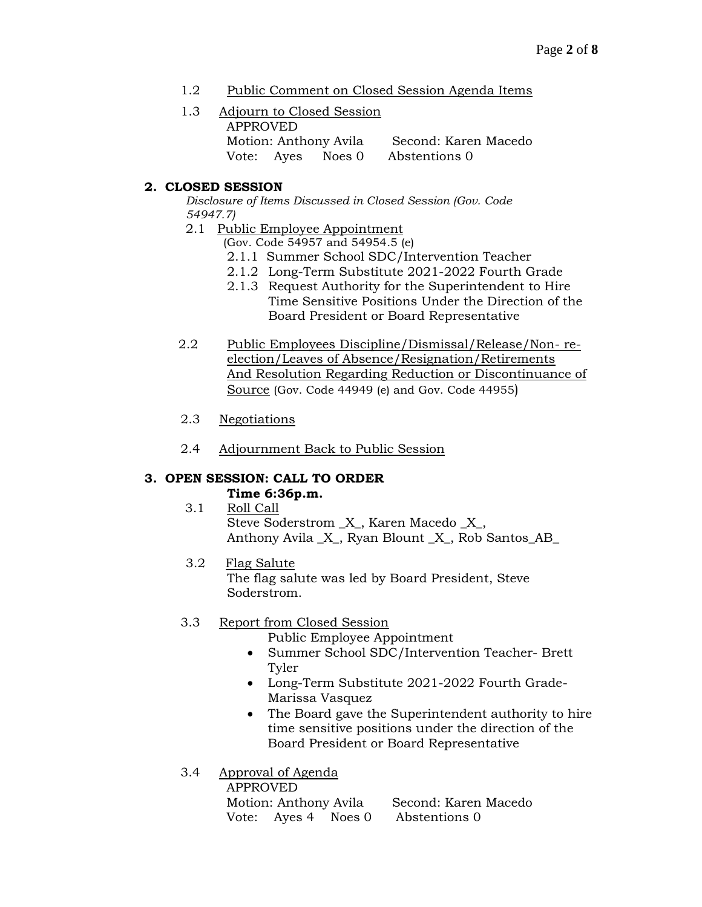1.2 Public Comment on Closed Session Agenda Items

1.3 Adjourn to Closed Session

APPROVED

Motion: Anthony Avila  Second: Karen Macedo

Vote: Ayes  Noes 0  Abstentions 0

## 2. CLOSED SESSION

*Disclosure of Items Discussed in Closed Session (Gov. Code 54947.7)*

2.1 Public Employee Appointment

(Gov. Code 54957 and 54954.5 (e)

- 2.1.1 Summer School SDC/Intervention Teacher
- 2.1.2 Long-Term Substitute 2021-2022 Fourth Grade
- 2.1.3 Request Authority for the Superintendent to Hire Time Sensitive Positions Under the Direction of the Board President or Board Representative

2.2 Public Employees Discipline/Dismissal/Release/Non- re-election/Leaves of Absence/Resignation/Retirements And Resolution Regarding Reduction or Discontinuance of Source (Gov. Code 44949 (e) and Gov. Code 44955)

2.3 Negotiations

2.4 Adjournment Back to Public Session

## 3. OPEN SESSION: CALL TO ORDER

**Time 6:36p.m.**

3.1 Roll Call

Steve Soderstrom _X_, Karen Macedo _X_, Anthony Avila _X_, Ryan Blount _X_, Rob Santos_AB_

3.2 Flag Salute

The flag salute was led by Board President, Steve Soderstrom.

3.3 Report from Closed Session

Public Employee Appointment

- Summer School SDC/Intervention Teacher- Brett Tyler
- Long-Term Substitute 2021-2022 Fourth Grade- Marissa Vasquez
- The Board gave the Superintendent authority to hire time sensitive positions under the direction of the Board President or Board Representative

3.4 Approval of Agenda

APPROVED

Motion: Anthony Avila  Second: Karen Macedo

Vote: Ayes 4  Noes 0  Abstentions 0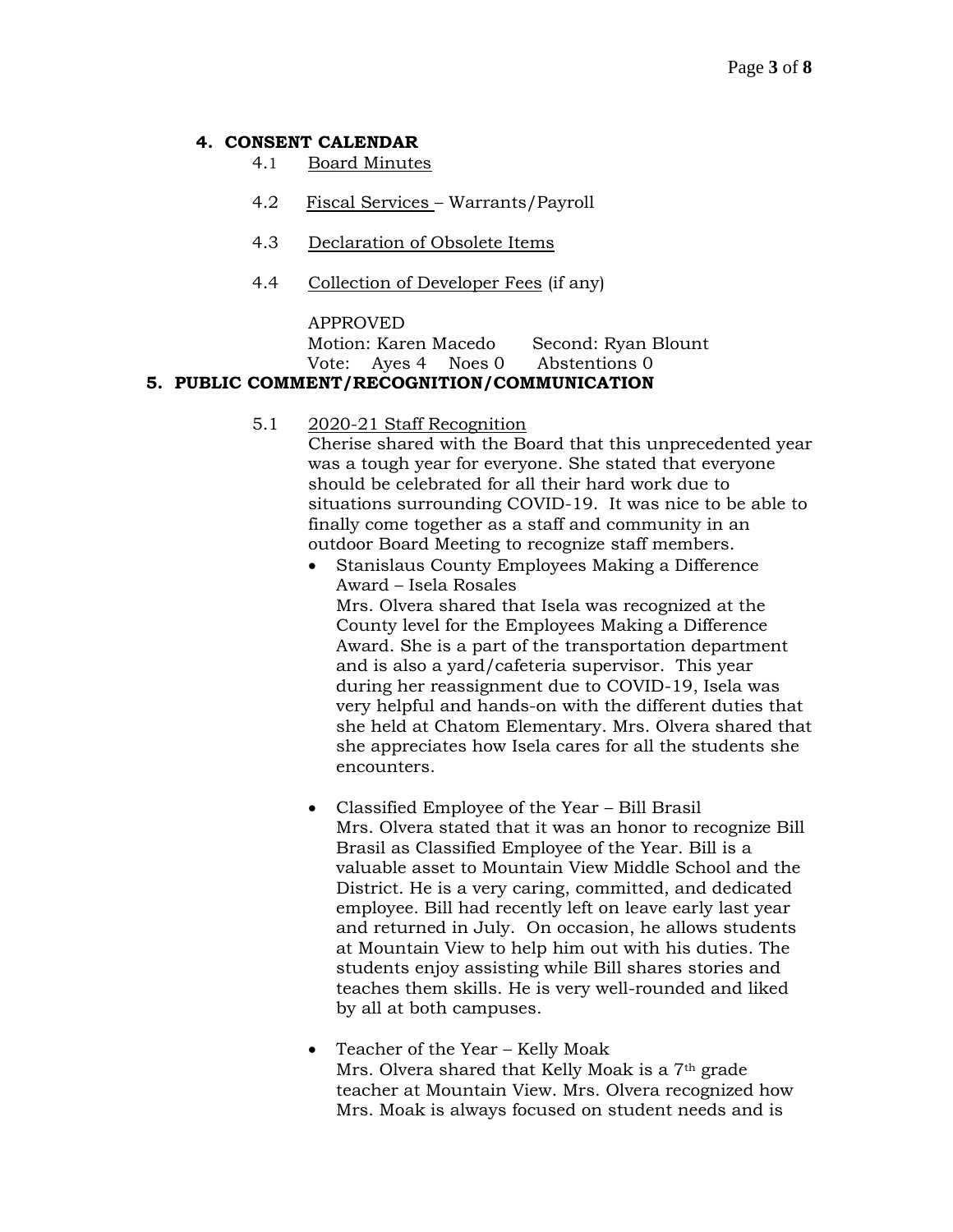## 4. CONSENT CALENDAR

4.1 Board Minutes

4.2 Fiscal Services – Warrants/Payroll

4.3 Declaration of Obsolete Items

4.4 Collection of Developer Fees (if any)

APPROVED
Motion: Karen Macedo Second: Ryan Blount
Vote: Ayes 4 Noes 0 Abstentions 0

## 5. PUBLIC COMMENT/RECOGNITION/COMMUNICATION

5.1 2020-21 Staff Recognition

Cherise shared with the Board that this unprecedented year was a tough year for everyone. She stated that everyone should be celebrated for all their hard work due to situations surrounding COVID-19. It was nice to be able to finally come together as a staff and community in an outdoor Board Meeting to recognize staff members.

- Stanislaus County Employees Making a Difference Award – Isela Rosales
  Mrs. Olvera shared that Isela was recognized at the County level for the Employees Making a Difference Award. She is a part of the transportation department and is also a yard/cafeteria supervisor. This year during her reassignment due to COVID-19, Isela was very helpful and hands-on with the different duties that she held at Chatom Elementary. Mrs. Olvera shared that she appreciates how Isela cares for all the students she encounters.

- Classified Employee of the Year – Bill Brasil
  Mrs. Olvera stated that it was an honor to recognize Bill Brasil as Classified Employee of the Year. Bill is a valuable asset to Mountain View Middle School and the District. He is a very caring, committed, and dedicated employee. Bill had recently left on leave early last year and returned in July. On occasion, he allows students at Mountain View to help him out with his duties. The students enjoy assisting while Bill shares stories and teaches them skills. He is very well-rounded and liked by all at both campuses.

- Teacher of the Year – Kelly Moak
  Mrs. Olvera shared that Kelly Moak is a 7th grade teacher at Mountain View. Mrs. Olvera recognized how Mrs. Moak is always focused on student needs and is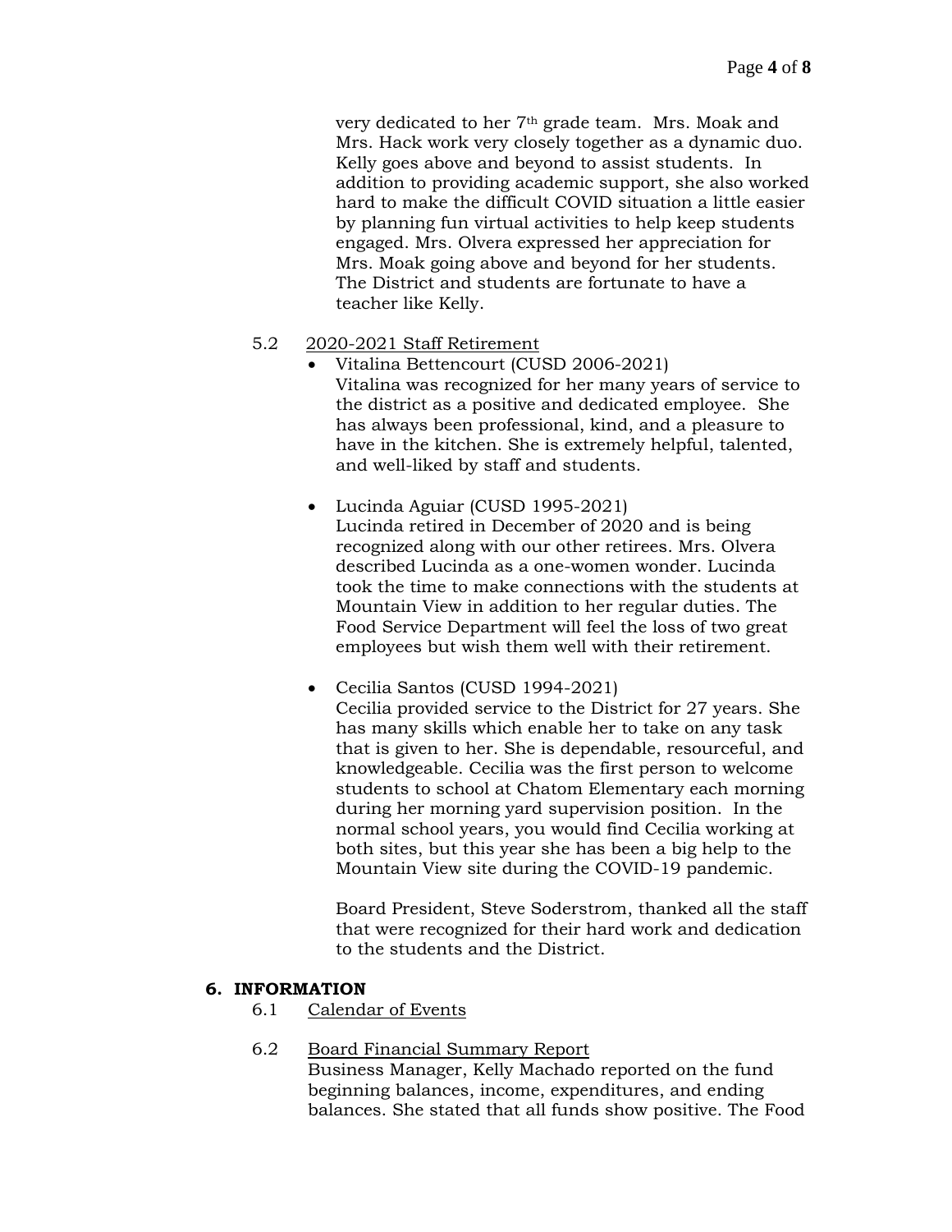very dedicated to her 7th grade team. Mrs. Moak and Mrs. Hack work very closely together as a dynamic duo. Kelly goes above and beyond to assist students. In addition to providing academic support, she also worked hard to make the difficult COVID situation a little easier by planning fun virtual activities to help keep students engaged. Mrs. Olvera expressed her appreciation for Mrs. Moak going above and beyond for her students. The District and students are fortunate to have a teacher like Kelly.

5.2 2020-2021 Staff Retirement

- Vitalina Bettencourt (CUSD 2006-2021)
  Vitalina was recognized for her many years of service to the district as a positive and dedicated employee. She has always been professional, kind, and a pleasure to have in the kitchen. She is extremely helpful, talented, and well-liked by staff and students.

- Lucinda Aguiar (CUSD 1995-2021)
  Lucinda retired in December of 2020 and is being recognized along with our other retirees. Mrs. Olvera described Lucinda as a one-women wonder. Lucinda took the time to make connections with the students at Mountain View in addition to her regular duties. The Food Service Department will feel the loss of two great employees but wish them well with their retirement.

- Cecilia Santos (CUSD 1994-2021)
  Cecilia provided service to the District for 27 years. She has many skills which enable her to take on any task that is given to her. She is dependable, resourceful, and knowledgeable. Cecilia was the first person to welcome students to school at Chatom Elementary each morning during her morning yard supervision position. In the normal school years, you would find Cecilia working at both sites, but this year she has been a big help to the Mountain View site during the COVID-19 pandemic.

  Board President, Steve Soderstrom, thanked all the staff that were recognized for their hard work and dedication to the students and the District.

## 6. INFORMATION

6.1 Calendar of Events

6.2 Board Financial Summary Report
Business Manager, Kelly Machado reported on the fund beginning balances, income, expenditures, and ending balances. She stated that all funds show positive. The Food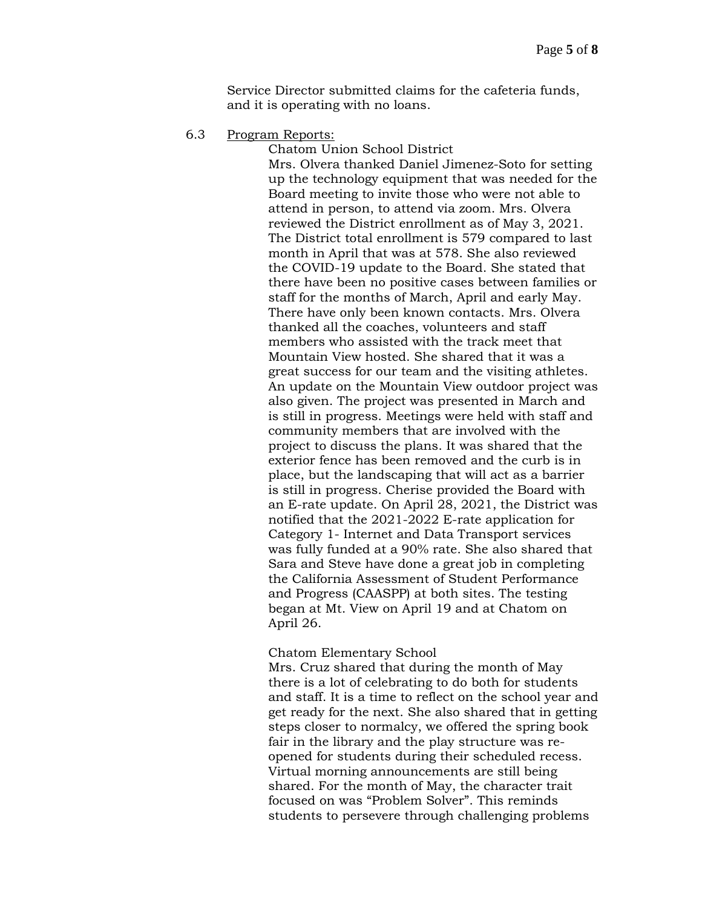Service Director submitted claims for the cafeteria funds, and it is operating with no loans.

6.3 Program Reports:

Chatom Union School District

Mrs. Olvera thanked Daniel Jimenez-Soto for setting up the technology equipment that was needed for the Board meeting to invite those who were not able to attend in person, to attend via zoom. Mrs. Olvera reviewed the District enrollment as of May 3, 2021. The District total enrollment is 579 compared to last month in April that was at 578. She also reviewed the COVID-19 update to the Board. She stated that there have been no positive cases between families or staff for the months of March, April and early May. There have only been known contacts. Mrs. Olvera thanked all the coaches, volunteers and staff members who assisted with the track meet that Mountain View hosted. She shared that it was a great success for our team and the visiting athletes. An update on the Mountain View outdoor project was also given. The project was presented in March and is still in progress. Meetings were held with staff and community members that are involved with the project to discuss the plans. It was shared that the exterior fence has been removed and the curb is in place, but the landscaping that will act as a barrier is still in progress. Cherise provided the Board with an E-rate update. On April 28, 2021, the District was notified that the 2021-2022 E-rate application for Category 1- Internet and Data Transport services was fully funded at a 90% rate. She also shared that Sara and Steve have done a great job in completing the California Assessment of Student Performance and Progress (CAASPP) at both sites. The testing began at Mt. View on April 19 and at Chatom on April 26.

Chatom Elementary School

Mrs. Cruz shared that during the month of May there is a lot of celebrating to do both for students and staff. It is a time to reflect on the school year and get ready for the next. She also shared that in getting steps closer to normalcy, we offered the spring book fair in the library and the play structure was re-opened for students during their scheduled recess. Virtual morning announcements are still being shared. For the month of May, the character trait focused on was "Problem Solver". This reminds students to persevere through challenging problems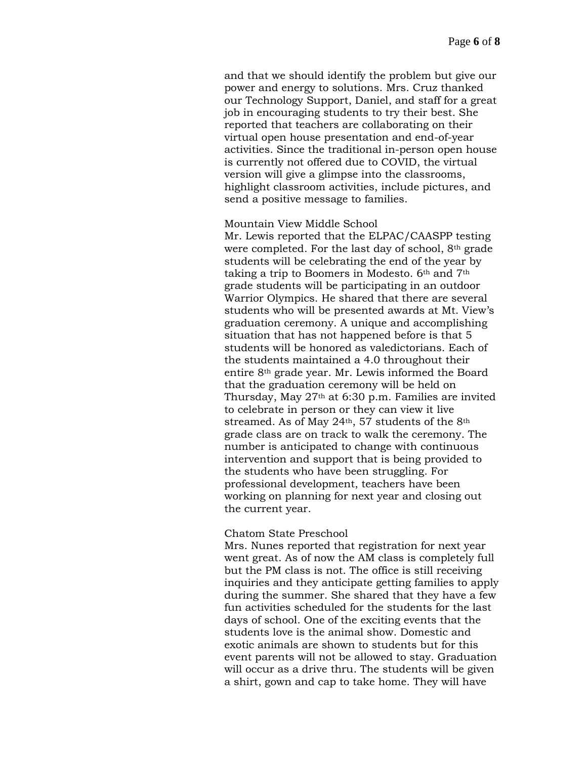and that we should identify the problem but give our power and energy to solutions. Mrs. Cruz thanked our Technology Support, Daniel, and staff for a great job in encouraging students to try their best. She reported that teachers are collaborating on their virtual open house presentation and end-of-year activities. Since the traditional in-person open house is currently not offered due to COVID, the virtual version will give a glimpse into the classrooms, highlight classroom activities, include pictures, and send a positive message to families.

Mountain View Middle School

Mr. Lewis reported that the ELPAC/CAASPP testing were completed. For the last day of school, 8th grade students will be celebrating the end of the year by taking a trip to Boomers in Modesto. 6th and 7th grade students will be participating in an outdoor Warrior Olympics. He shared that there are several students who will be presented awards at Mt. View's graduation ceremony. A unique and accomplishing situation that has not happened before is that 5 students will be honored as valedictorians. Each of the students maintained a 4.0 throughout their entire 8th grade year. Mr. Lewis informed the Board that the graduation ceremony will be held on Thursday, May 27th at 6:30 p.m. Families are invited to celebrate in person or they can view it live streamed. As of May 24th, 57 students of the 8th grade class are on track to walk the ceremony. The number is anticipated to change with continuous intervention and support that is being provided to the students who have been struggling. For professional development, teachers have been working on planning for next year and closing out the current year.

Chatom State Preschool

Mrs. Nunes reported that registration for next year went great. As of now the AM class is completely full but the PM class is not. The office is still receiving inquiries and they anticipate getting families to apply during the summer. She shared that they have a few fun activities scheduled for the students for the last days of school. One of the exciting events that the students love is the animal show. Domestic and exotic animals are shown to students but for this event parents will not be allowed to stay. Graduation will occur as a drive thru. The students will be given a shirt, gown and cap to take home. They will have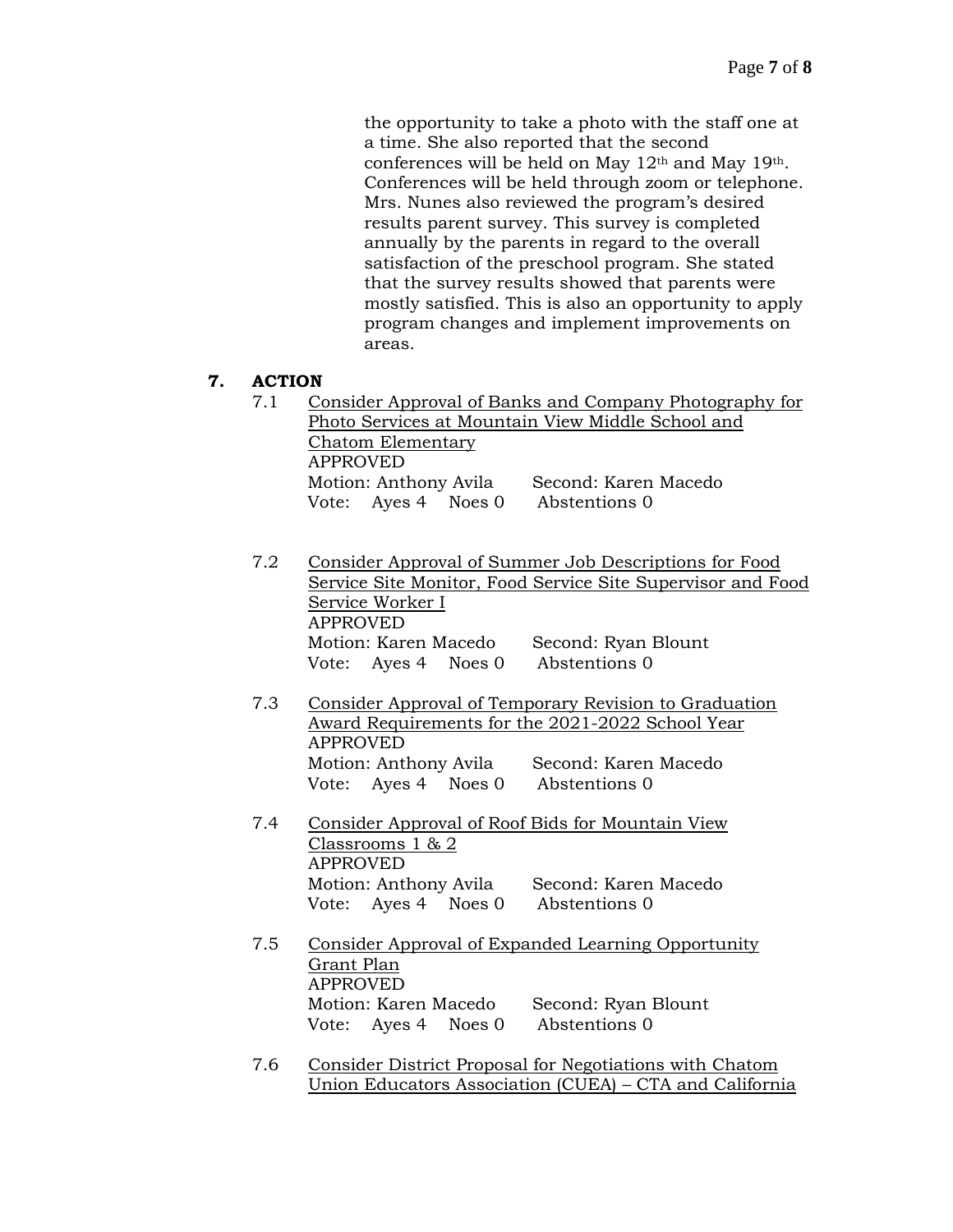the opportunity to take a photo with the staff one at a time. She also reported that the second conferences will be held on May 12th and May 19th. Conferences will be held through zoom or telephone. Mrs. Nunes also reviewed the program's desired results parent survey. This survey is completed annually by the parents in regard to the overall satisfaction of the preschool program. She stated that the survey results showed that parents were mostly satisfied. This is also an opportunity to apply program changes and implement improvements on areas.

## 7. ACTION

7.1 Consider Approval of Banks and Company Photography for Photo Services at Mountain View Middle School and Chatom Elementary
APPROVED
Motion: Anthony Avila Second: Karen Macedo
Vote: Ayes 4 Noes 0 Abstentions 0

7.2 Consider Approval of Summer Job Descriptions for Food Service Site Monitor, Food Service Site Supervisor and Food Service Worker I
APPROVED
Motion: Karen Macedo Second: Ryan Blount
Vote: Ayes 4 Noes 0 Abstentions 0

7.3 Consider Approval of Temporary Revision to Graduation Award Requirements for the 2021-2022 School Year
APPROVED
Motion: Anthony Avila Second: Karen Macedo
Vote: Ayes 4 Noes 0 Abstentions 0

7.4 Consider Approval of Roof Bids for Mountain View Classrooms 1 & 2
APPROVED
Motion: Anthony Avila Second: Karen Macedo
Vote: Ayes 4 Noes 0 Abstentions 0

7.5 Consider Approval of Expanded Learning Opportunity Grant Plan
APPROVED
Motion: Karen Macedo Second: Ryan Blount
Vote: Ayes 4 Noes 0 Abstentions 0

7.6 Consider District Proposal for Negotiations with Chatom Union Educators Association (CUEA) – CTA and California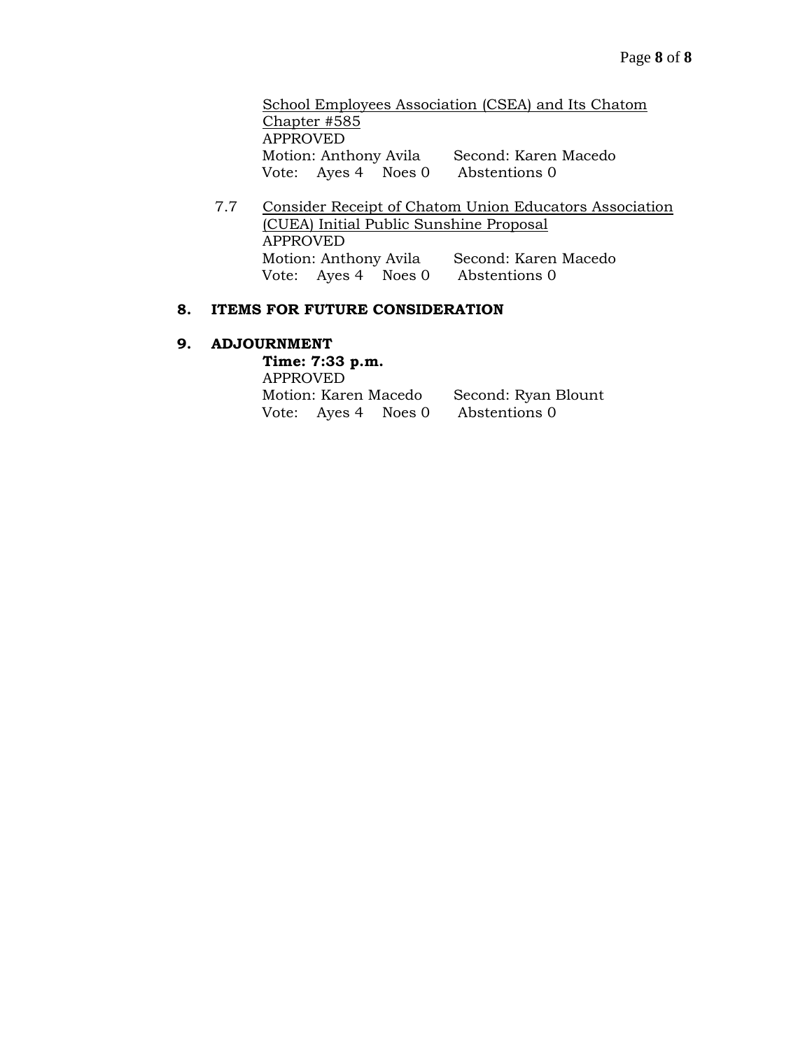School Employees Association (CSEA) and Its Chatom Chapter #585
APPROVED
Motion: Anthony Avila    Second: Karen Macedo
Vote: Ayes 4  Noes 0    Abstentions 0

7.7 Consider Receipt of Chatom Union Educators Association (CUEA) Initial Public Sunshine Proposal
APPROVED
Motion: Anthony Avila    Second: Karen Macedo
Vote: Ayes 4  Noes 0    Abstentions 0

**8. ITEMS FOR FUTURE CONSIDERATION**

**9. ADJOURNMENT**

**Time: 7:33 p.m.**
APPROVED
Motion: Karen Macedo    Second: Ryan Blount
Vote: Ayes 4  Noes 0    Abstentions 0